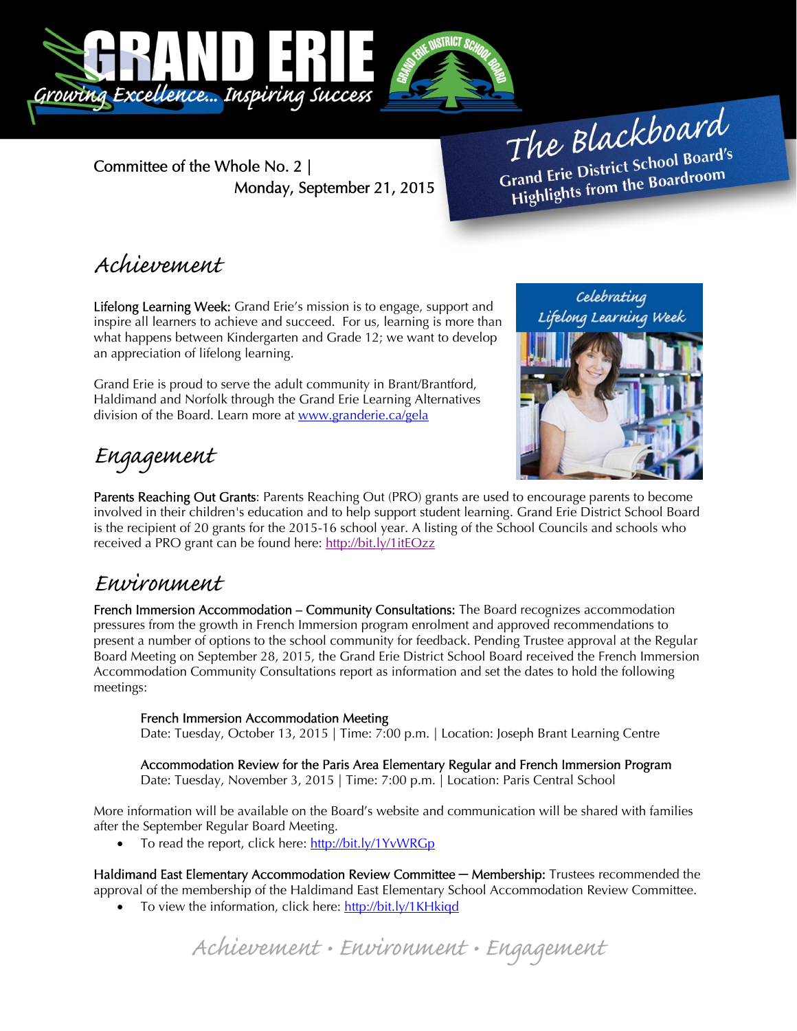# GRAND ERIE

*Growing Excellence... Inspiring Success*

## The Blackboard

**Grand Erie District School Board's Highlights from the Boardroom**

Committee of the Whole No. 2 | Monday, September 21, 2015

## *Achievement*

**Lifelong Learning Week:** Grand Erie's mission is to engage, support and inspire all learners to achieve and succeed. For us, learning is more than what happens between Kindergarten and Grade 12; we want to develop an appreciation of lifelong learning.

Grand Erie is proud to serve the adult community in Brant/Brantford, Haldimand and Norfolk through the Grand Erie Learning Alternatives division of the Board. Learn more at www.granderie.ca/gela

*Celebrating Lifelong Learning Week*

## *Engagement*

**Parents Reaching Out Grants**: Parents Reaching Out (PRO) grants are used to encourage parents to become involved in their children's education and to help support student learning. Grand Erie District School Board is the recipient of 20 grants for the 2015-16 school year. A listing of the School Councils and schools who received a PRO grant can be found here: http://bit.ly/1itEOzz

## *Environment*

**French Immersion Accommodation – Community Consultations:** The Board recognizes accommodation pressures from the growth in French Immersion program enrolment and approved recommendations to present a number of options to the school community for feedback. Pending Trustee approval at the Regular Board Meeting on September 28, 2015, the Grand Erie District School Board received the French Immersion Accommodation Community Consultations report as information and set the dates to hold the following meetings:

> **French Immersion Accommodation Meeting**
> Date: Tuesday, October 13, 2015 | Time: 7:00 p.m. | Location: Joseph Brant Learning Centre
>
> **Accommodation Review for the Paris Area Elementary Regular and French Immersion Program**
> Date: Tuesday, November 3, 2015 | Time: 7:00 p.m. | Location: Paris Central School

More information will be available on the Board's website and communication will be shared with families after the September Regular Board Meeting.

- To read the report, click here: http://bit.ly/1YvWRGp

**Haldimand East Elementary Accommodation Review Committee – Membership:** Trustees recommended the approval of the membership of the Haldimand East Elementary School Accommodation Review Committee.

- To view the information, click here: http://bit.ly/1KHkiqd

*Achievement • Environment • Engagement*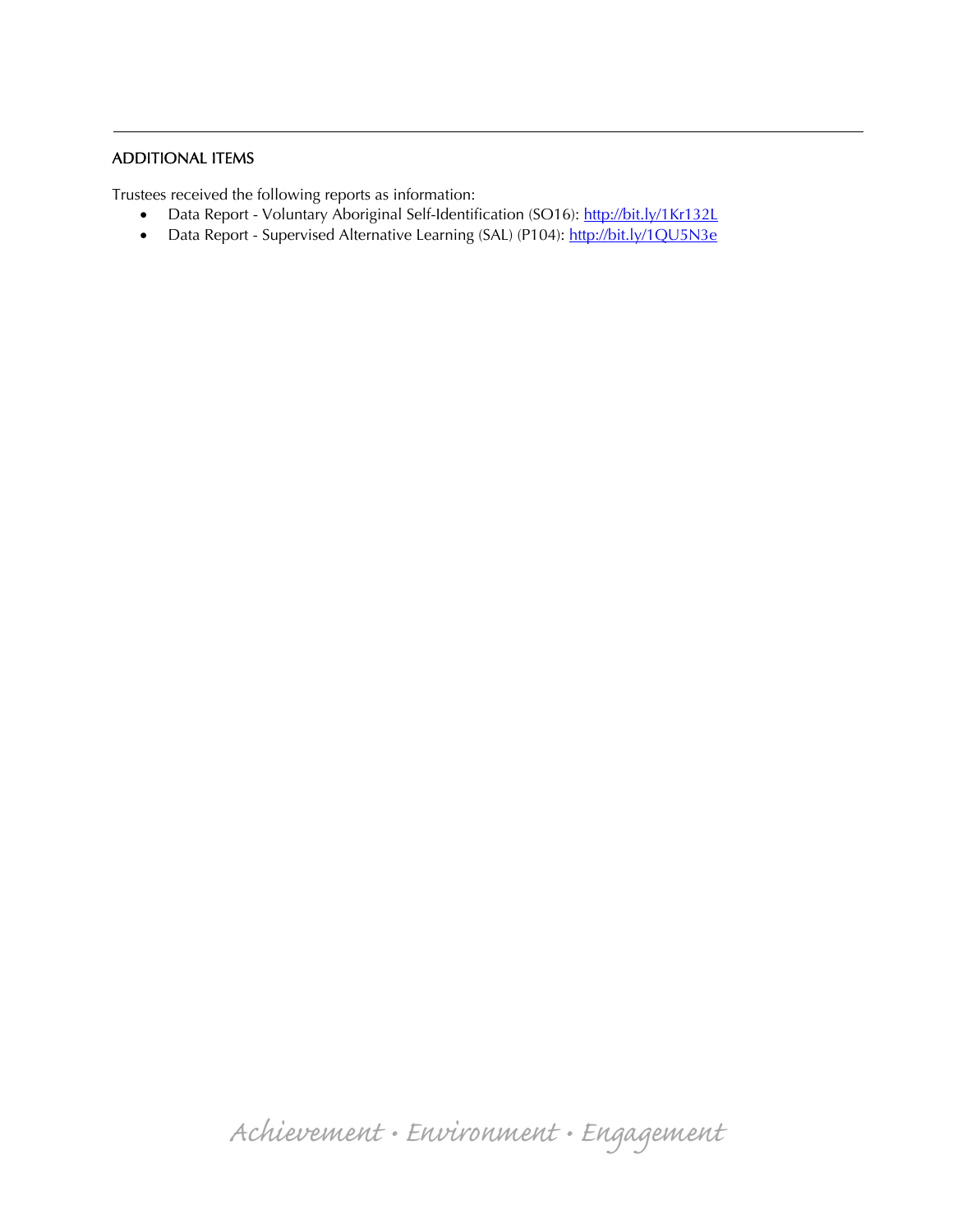## ADDITIONAL ITEMS

Trustees received the following reports as information:

- Data Report - Voluntary Aboriginal Self-Identification (SO16): http://bit.ly/1Kr132L
- Data Report - Supervised Alternative Learning (SAL) (P104): http://bit.ly/1QU5N3e